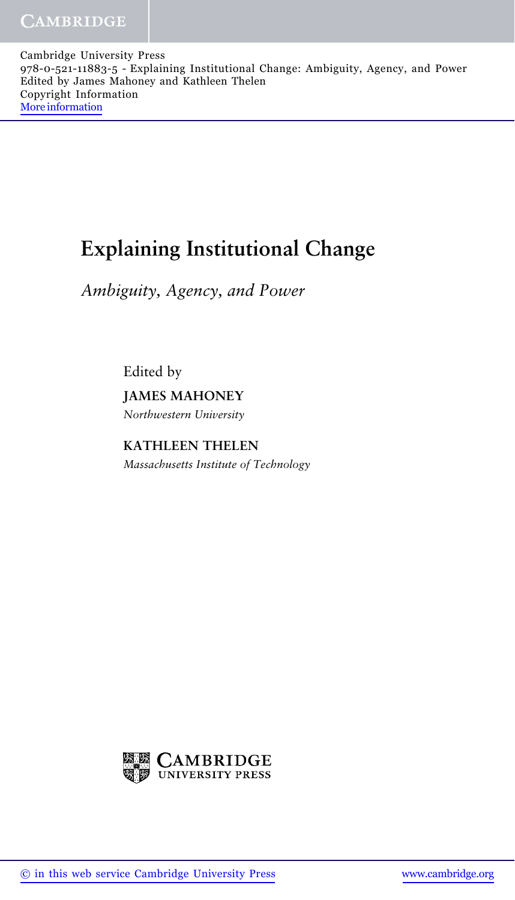Cambridge University Press
978-0-521-11883-5 - Explaining Institutional Change: Ambiguity, Agency, and Power
Edited by James Mahoney and Kathleen Thelen
Copyright Information
More information

# Explaining Institutional Change

*Ambiguity, Agency, and Power*

Edited by

**JAMES MAHONEY**
*Northwestern University*

**KATHLEEN THELEN**
*Massachusetts Institute of Technology*

CAMBRIDGE UNIVERSITY PRESS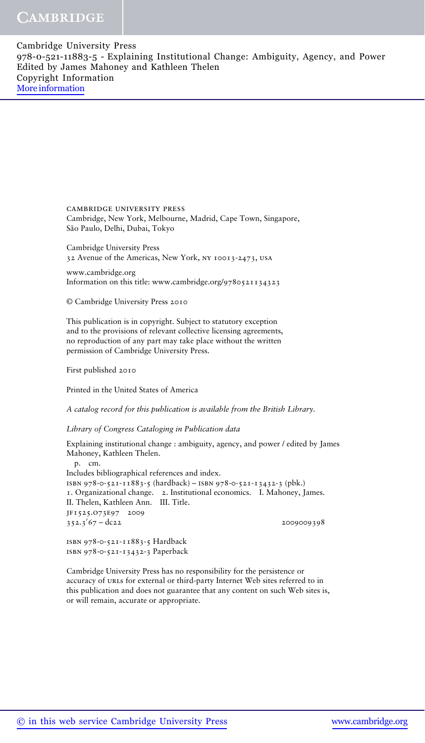CAMBRIDGE UNIVERSITY PRESS
Cambridge, New York, Melbourne, Madrid, Cape Town, Singapore,
São Paulo, Delhi, Dubai, Tokyo

Cambridge University Press
32 Avenue of the Americas, New York, NY 10013-2473, USA

www.cambridge.org
Information on this title: www.cambridge.org/9780521134323

© Cambridge University Press 2010

This publication is in copyright. Subject to statutory exception
and to the provisions of relevant collective licensing agreements,
no reproduction of any part may take place without the written
permission of Cambridge University Press.

First published 2010

Printed in the United States of America

*A catalog record for this publication is available from the British Library.*

*Library of Congress Cataloging in Publication data*

Explaining institutional change : ambiguity, agency, and power / edited by James
Mahoney, Kathleen Thelen.
p. cm.
Includes bibliographical references and index.
ISBN 978-0-521-11883-5 (hardback) – ISBN 978-0-521-13432-3 (pbk.)
1. Organizational change. 2. Institutional economics. I. Mahoney, James.
II. Thelen, Kathleen Ann. III. Title.
JF1525.073E97 2009
352.3′67 – dc22 2009009398

ISBN 978-0-521-11883-5 Hardback
ISBN 978-0-521-13432-3 Paperback

Cambridge University Press has no responsibility for the persistence or
accuracy of URLs for external or third-party Internet Web sites referred to in
this publication and does not guarantee that any content on such Web sites is,
or will remain, accurate or appropriate.